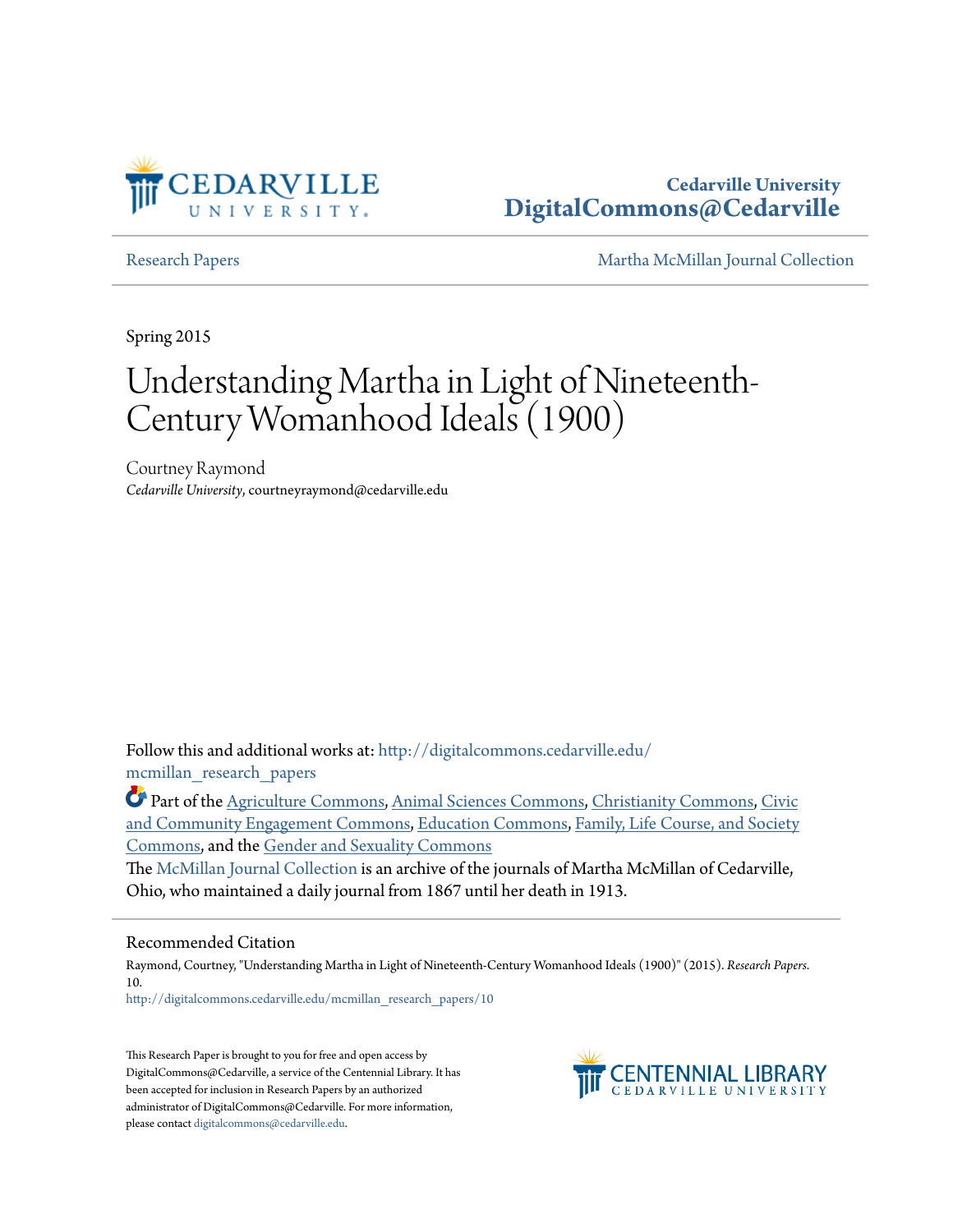Cedarville University
DigitalCommons@Cedarville

Research Papers | Martha McMillan Journal Collection

Spring 2015

# Understanding Martha in Light of Nineteenth-Century Womanhood Ideals (1900)

Courtney Raymond
*Cedarville University*, courtneyraymond@cedarville.edu

Follow this and additional works at: http://digitalcommons.cedarville.edu/mcmillan_research_papers

Part of the Agriculture Commons, Animal Sciences Commons, Christianity Commons, Civic and Community Engagement Commons, Education Commons, Family, Life Course, and Society Commons, and the Gender and Sexuality Commons

The McMillan Journal Collection is an archive of the journals of Martha McMillan of Cedarville, Ohio, who maintained a daily journal from 1867 until her death in 1913.

## Recommended Citation

Raymond, Courtney, "Understanding Martha in Light of Nineteenth-Century Womanhood Ideals (1900)" (2015). *Research Papers*. 10.
http://digitalcommons.cedarville.edu/mcmillan_research_papers/10

This Research Paper is brought to you for free and open access by DigitalCommons@Cedarville, a service of the Centennial Library. It has been accepted for inclusion in Research Papers by an authorized administrator of DigitalCommons@Cedarville. For more information, please contact digitalcommons@cedarville.edu.

CENTENNIAL LIBRARY
CEDARVILLE UNIVERSITY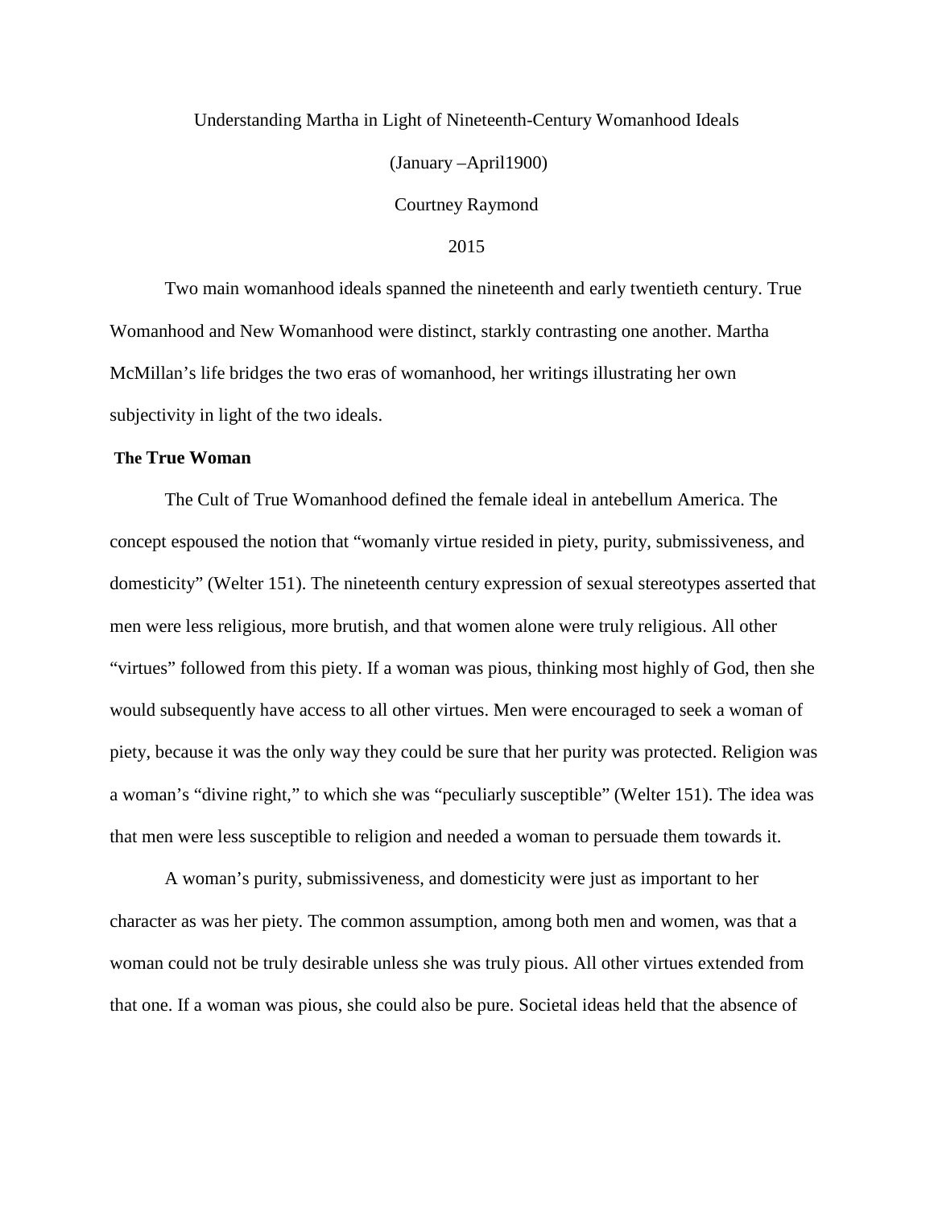Understanding Martha in Light of Nineteenth-Century Womanhood Ideals

(January –April1900)

Courtney Raymond

2015

Two main womanhood ideals spanned the nineteenth and early twentieth century. True Womanhood and New Womanhood were distinct, starkly contrasting one another. Martha McMillan's life bridges the two eras of womanhood, her writings illustrating her own subjectivity in light of the two ideals.

## The True Woman

The Cult of True Womanhood defined the female ideal in antebellum America. The concept espoused the notion that "womanly virtue resided in piety, purity, submissiveness, and domesticity" (Welter 151). The nineteenth century expression of sexual stereotypes asserted that men were less religious, more brutish, and that women alone were truly religious. All other "virtues" followed from this piety. If a woman was pious, thinking most highly of God, then she would subsequently have access to all other virtues. Men were encouraged to seek a woman of piety, because it was the only way they could be sure that her purity was protected. Religion was a woman's "divine right," to which she was "peculiarly susceptible" (Welter 151). The idea was that men were less susceptible to religion and needed a woman to persuade them towards it.

A woman's purity, submissiveness, and domesticity were just as important to her character as was her piety. The common assumption, among both men and women, was that a woman could not be truly desirable unless she was truly pious. All other virtues extended from that one. If a woman was pious, she could also be pure. Societal ideas held that the absence of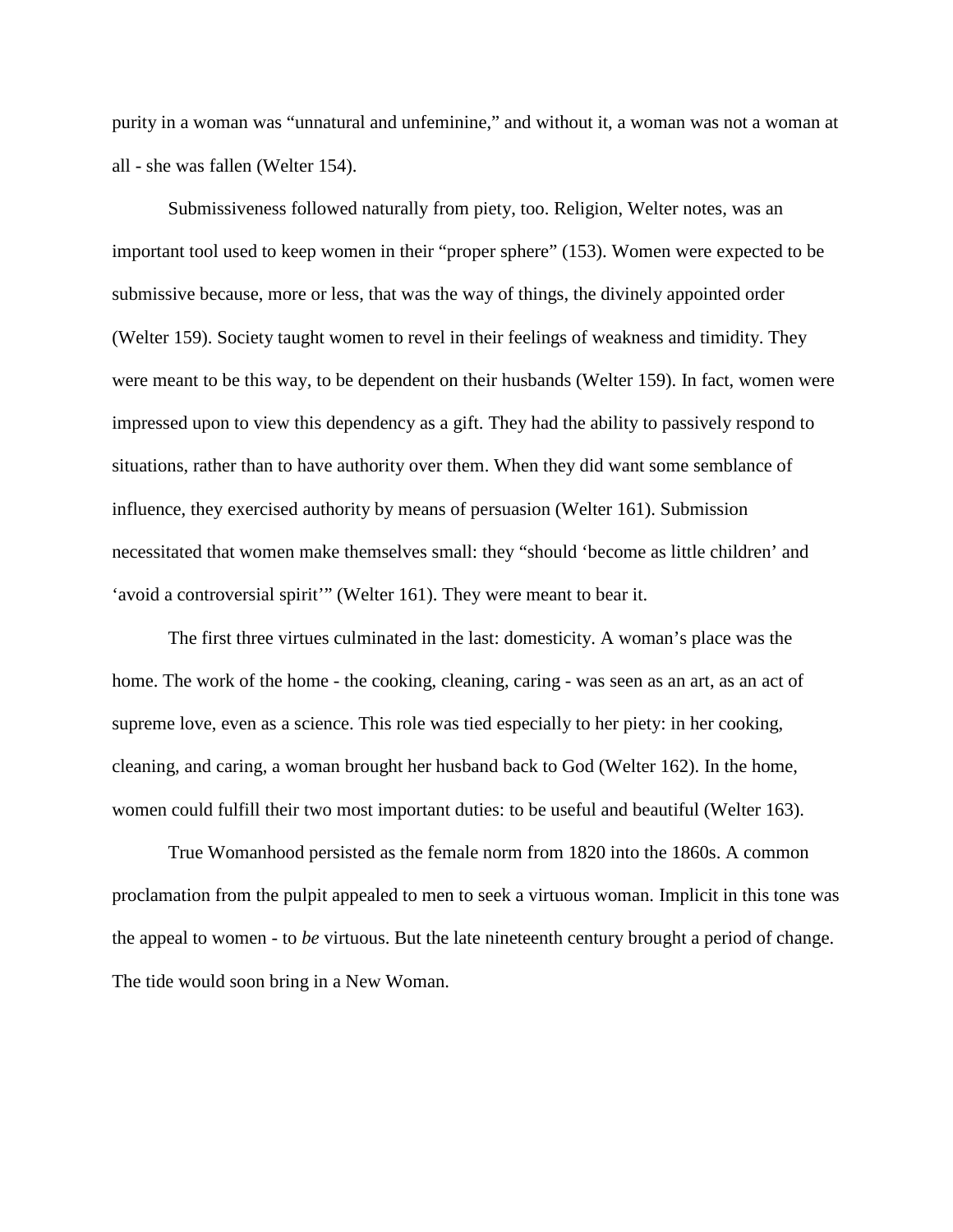purity in a woman was "unnatural and unfeminine," and without it, a woman was not a woman at all - she was fallen (Welter 154).

Submissiveness followed naturally from piety, too. Religion, Welter notes, was an important tool used to keep women in their "proper sphere" (153). Women were expected to be submissive because, more or less, that was the way of things, the divinely appointed order (Welter 159). Society taught women to revel in their feelings of weakness and timidity. They were meant to be this way, to be dependent on their husbands (Welter 159). In fact, women were impressed upon to view this dependency as a gift. They had the ability to passively respond to situations, rather than to have authority over them. When they did want some semblance of influence, they exercised authority by means of persuasion (Welter 161). Submission necessitated that women make themselves small: they "should 'become as little children' and 'avoid a controversial spirit'" (Welter 161). They were meant to bear it.

The first three virtues culminated in the last: domesticity. A woman's place was the home. The work of the home - the cooking, cleaning, caring - was seen as an art, as an act of supreme love, even as a science. This role was tied especially to her piety: in her cooking, cleaning, and caring, a woman brought her husband back to God (Welter 162). In the home, women could fulfill their two most important duties: to be useful and beautiful (Welter 163).

True Womanhood persisted as the female norm from 1820 into the 1860s. A common proclamation from the pulpit appealed to men to seek a virtuous woman. Implicit in this tone was the appeal to women - to *be* virtuous. But the late nineteenth century brought a period of change. The tide would soon bring in a New Woman.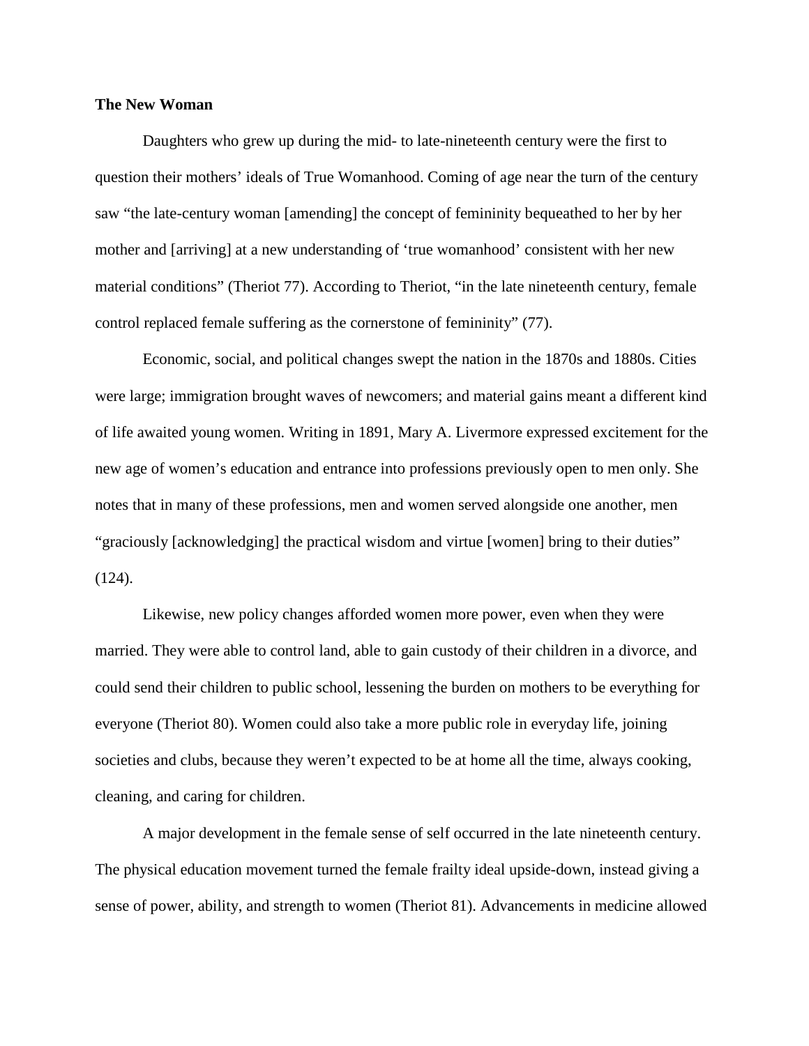**The New Woman**

Daughters who grew up during the mid- to late-nineteenth century were the first to question their mothers' ideals of True Womanhood. Coming of age near the turn of the century saw "the late-century woman [amending] the concept of femininity bequeathed to her by her mother and [arriving] at a new understanding of 'true womanhood' consistent with her new material conditions" (Theriot 77). According to Theriot, "in the late nineteenth century, female control replaced female suffering as the cornerstone of femininity" (77).

Economic, social, and political changes swept the nation in the 1870s and 1880s. Cities were large; immigration brought waves of newcomers; and material gains meant a different kind of life awaited young women. Writing in 1891, Mary A. Livermore expressed excitement for the new age of women's education and entrance into professions previously open to men only. She notes that in many of these professions, men and women served alongside one another, men "graciously [acknowledging] the practical wisdom and virtue [women] bring to their duties" (124).

Likewise, new policy changes afforded women more power, even when they were married. They were able to control land, able to gain custody of their children in a divorce, and could send their children to public school, lessening the burden on mothers to be everything for everyone (Theriot 80). Women could also take a more public role in everyday life, joining societies and clubs, because they weren't expected to be at home all the time, always cooking, cleaning, and caring for children.

A major development in the female sense of self occurred in the late nineteenth century. The physical education movement turned the female frailty ideal upside-down, instead giving a sense of power, ability, and strength to women (Theriot 81). Advancements in medicine allowed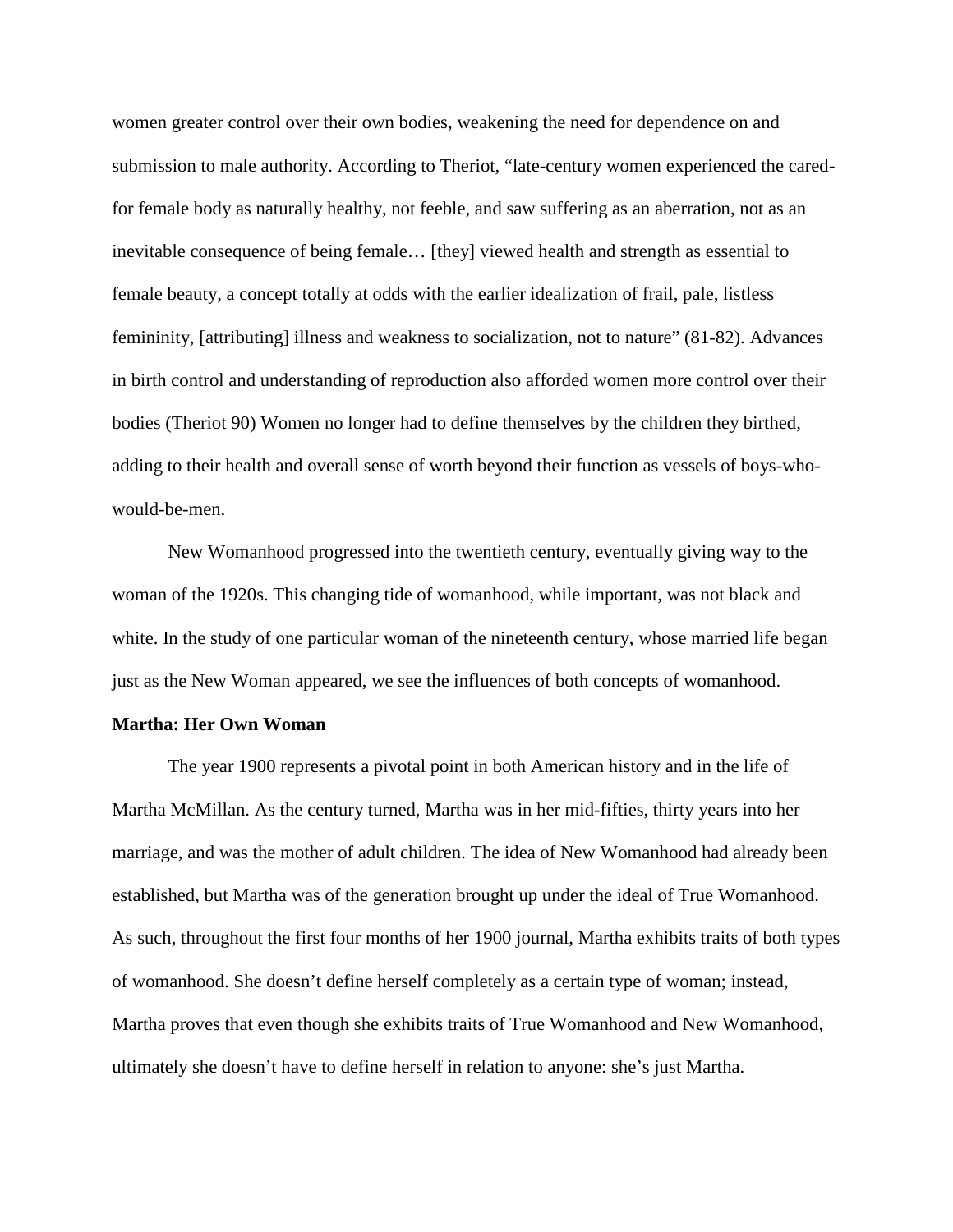women greater control over their own bodies, weakening the need for dependence on and submission to male authority. According to Theriot, "late-century women experienced the cared-for female body as naturally healthy, not feeble, and saw suffering as an aberration, not as an inevitable consequence of being female… [they] viewed health and strength as essential to female beauty, a concept totally at odds with the earlier idealization of frail, pale, listless femininity, [attributing] illness and weakness to socialization, not to nature" (81-82). Advances in birth control and understanding of reproduction also afforded women more control over their bodies (Theriot 90) Women no longer had to define themselves by the children they birthed, adding to their health and overall sense of worth beyond their function as vessels of boys-who-would-be-men.

New Womanhood progressed into the twentieth century, eventually giving way to the woman of the 1920s. This changing tide of womanhood, while important, was not black and white. In the study of one particular woman of the nineteenth century, whose married life began just as the New Woman appeared, we see the influences of both concepts of womanhood.

**Martha: Her Own Woman**

The year 1900 represents a pivotal point in both American history and in the life of Martha McMillan. As the century turned, Martha was in her mid-fifties, thirty years into her marriage, and was the mother of adult children. The idea of New Womanhood had already been established, but Martha was of the generation brought up under the ideal of True Womanhood. As such, throughout the first four months of her 1900 journal, Martha exhibits traits of both types of womanhood. She doesn't define herself completely as a certain type of woman; instead, Martha proves that even though she exhibits traits of True Womanhood and New Womanhood, ultimately she doesn't have to define herself in relation to anyone: she's just Martha.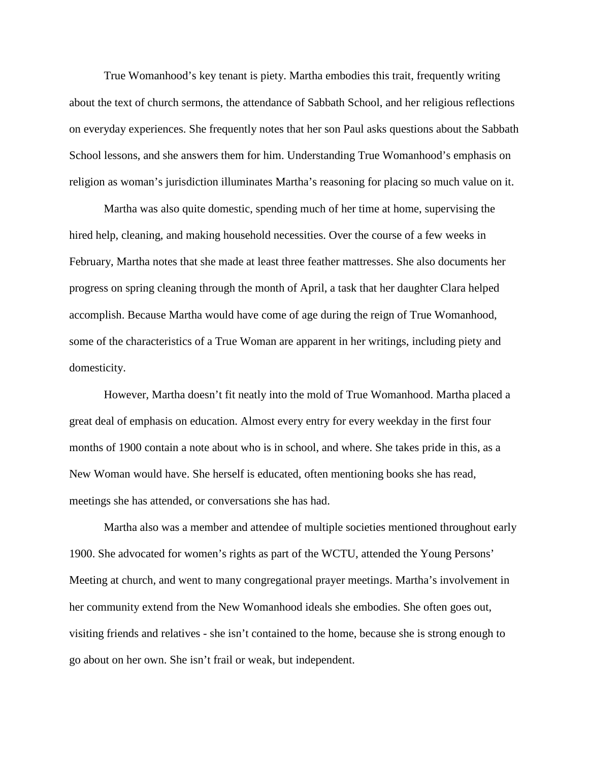True Womanhood's key tenant is piety. Martha embodies this trait, frequently writing about the text of church sermons, the attendance of Sabbath School, and her religious reflections on everyday experiences. She frequently notes that her son Paul asks questions about the Sabbath School lessons, and she answers them for him. Understanding True Womanhood's emphasis on religion as woman's jurisdiction illuminates Martha's reasoning for placing so much value on it.

Martha was also quite domestic, spending much of her time at home, supervising the hired help, cleaning, and making household necessities. Over the course of a few weeks in February, Martha notes that she made at least three feather mattresses. She also documents her progress on spring cleaning through the month of April, a task that her daughter Clara helped accomplish. Because Martha would have come of age during the reign of True Womanhood, some of the characteristics of a True Woman are apparent in her writings, including piety and domesticity.

However, Martha doesn't fit neatly into the mold of True Womanhood. Martha placed a great deal of emphasis on education. Almost every entry for every weekday in the first four months of 1900 contain a note about who is in school, and where. She takes pride in this, as a New Woman would have. She herself is educated, often mentioning books she has read, meetings she has attended, or conversations she has had.

Martha also was a member and attendee of multiple societies mentioned throughout early 1900. She advocated for women's rights as part of the WCTU, attended the Young Persons' Meeting at church, and went to many congregational prayer meetings. Martha's involvement in her community extend from the New Womanhood ideals she embodies. She often goes out, visiting friends and relatives - she isn't contained to the home, because she is strong enough to go about on her own. She isn't frail or weak, but independent.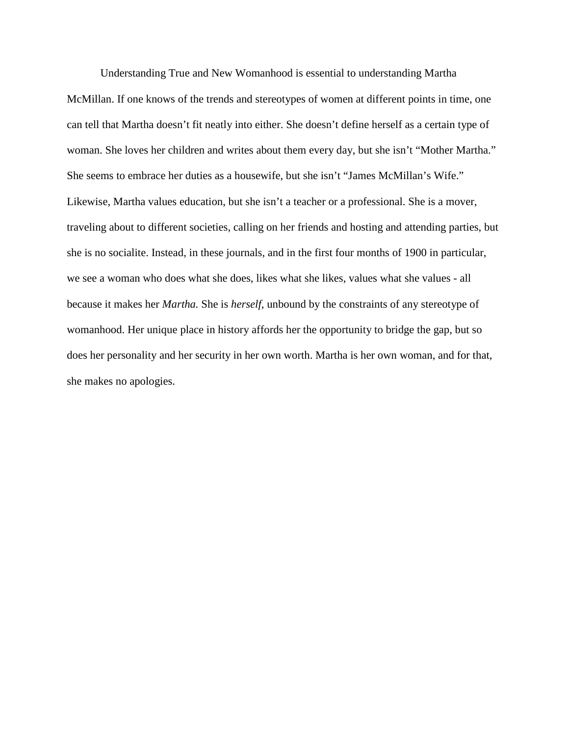Understanding True and New Womanhood is essential to understanding Martha McMillan. If one knows of the trends and stereotypes of women at different points in time, one can tell that Martha doesn't fit neatly into either. She doesn't define herself as a certain type of woman. She loves her children and writes about them every day, but she isn't "Mother Martha." She seems to embrace her duties as a housewife, but she isn't "James McMillan's Wife." Likewise, Martha values education, but she isn't a teacher or a professional. She is a mover, traveling about to different societies, calling on her friends and hosting and attending parties, but she is no socialite. Instead, in these journals, and in the first four months of 1900 in particular, we see a woman who does what she does, likes what she likes, values what she values - all because it makes her *Martha.* She is *herself*, unbound by the constraints of any stereotype of womanhood. Her unique place in history affords her the opportunity to bridge the gap, but so does her personality and her security in her own worth. Martha is her own woman, and for that, she makes no apologies.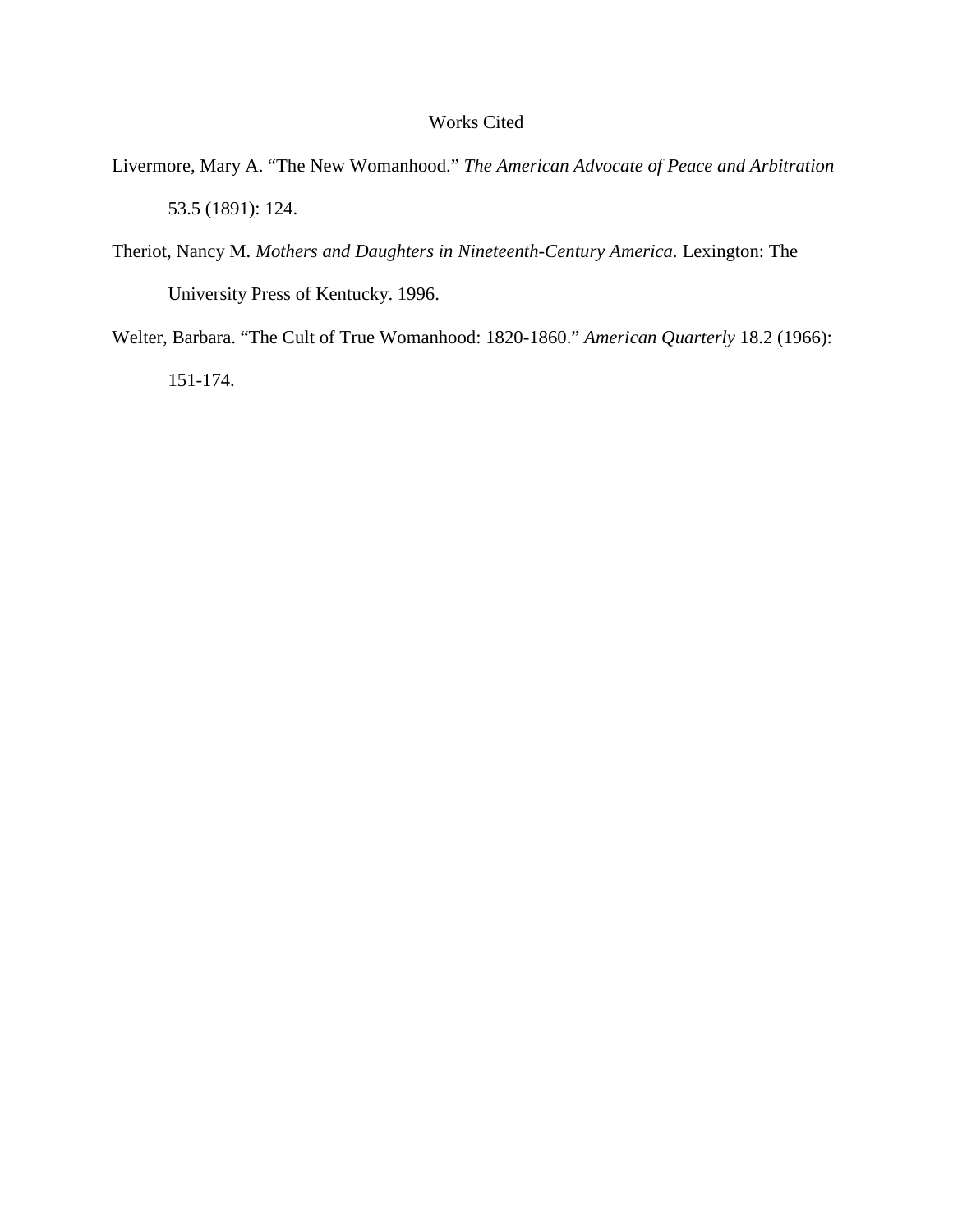# Works Cited

Livermore, Mary A. "The New Womanhood." *The American Advocate of Peace and Arbitration* 53.5 (1891): 124.

Theriot, Nancy M. *Mothers and Daughters in Nineteenth-Century America*. Lexington: The University Press of Kentucky. 1996.

Welter, Barbara. "The Cult of True Womanhood: 1820-1860." *American Quarterly* 18.2 (1966): 151-174.